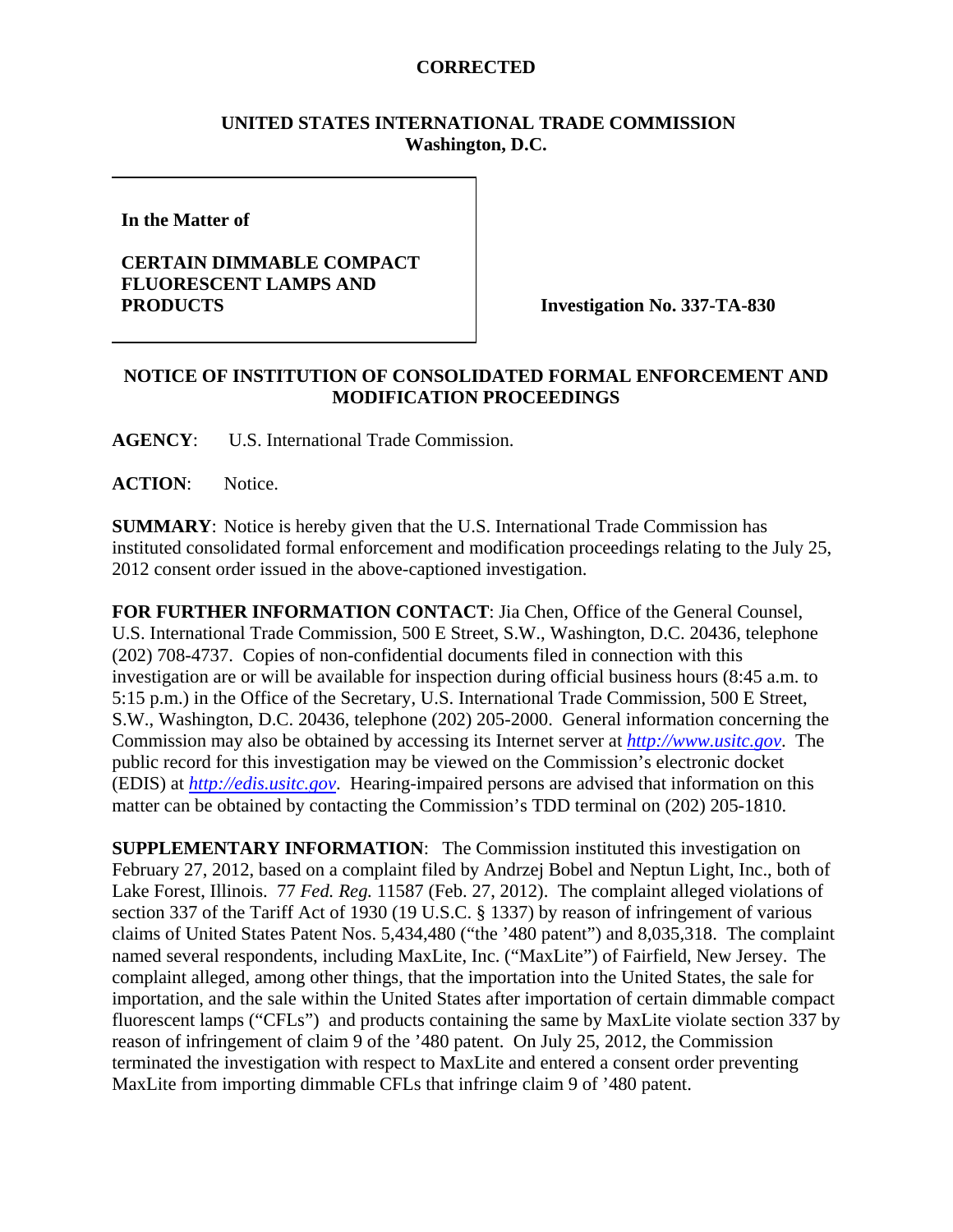**CORRECTED**

**UNITED STATES INTERNATIONAL TRADE COMMISSION**
**Washington, D.C.**

**In the Matter of**

**CERTAIN DIMMABLE COMPACT FLUORESCENT LAMPS AND PRODUCTS**

**Investigation No. 337-TA-830**

**NOTICE OF INSTITUTION OF CONSOLIDATED FORMAL ENFORCEMENT AND MODIFICATION PROCEEDINGS**

**AGENCY**: U.S. International Trade Commission.

**ACTION**: Notice.

**SUMMARY**: Notice is hereby given that the U.S. International Trade Commission has instituted consolidated formal enforcement and modification proceedings relating to the July 25, 2012 consent order issued in the above-captioned investigation.

**FOR FURTHER INFORMATION CONTACT**: Jia Chen, Office of the General Counsel, U.S. International Trade Commission, 500 E Street, S.W., Washington, D.C. 20436, telephone (202) 708-4737. Copies of non-confidential documents filed in connection with this investigation are or will be available for inspection during official business hours (8:45 a.m. to 5:15 p.m.) in the Office of the Secretary, U.S. International Trade Commission, 500 E Street, S.W., Washington, D.C. 20436, telephone (202) 205-2000. General information concerning the Commission may also be obtained by accessing its Internet server at *http://www.usitc.gov*. The public record for this investigation may be viewed on the Commission's electronic docket (EDIS) at *http://edis.usitc.gov*. Hearing-impaired persons are advised that information on this matter can be obtained by contacting the Commission's TDD terminal on (202) 205-1810.

**SUPPLEMENTARY INFORMATION**: The Commission instituted this investigation on February 27, 2012, based on a complaint filed by Andrzej Bobel and Neptun Light, Inc., both of Lake Forest, Illinois. 77 *Fed. Reg.* 11587 (Feb. 27, 2012). The complaint alleged violations of section 337 of the Tariff Act of 1930 (19 U.S.C. § 1337) by reason of infringement of various claims of United States Patent Nos. 5,434,480 ("the '480 patent") and 8,035,318. The complaint named several respondents, including MaxLite, Inc. ("MaxLite") of Fairfield, New Jersey. The complaint alleged, among other things, that the importation into the United States, the sale for importation, and the sale within the United States after importation of certain dimmable compact fluorescent lamps ("CFLs") and products containing the same by MaxLite violate section 337 by reason of infringement of claim 9 of the '480 patent. On July 25, 2012, the Commission terminated the investigation with respect to MaxLite and entered a consent order preventing MaxLite from importing dimmable CFLs that infringe claim 9 of '480 patent.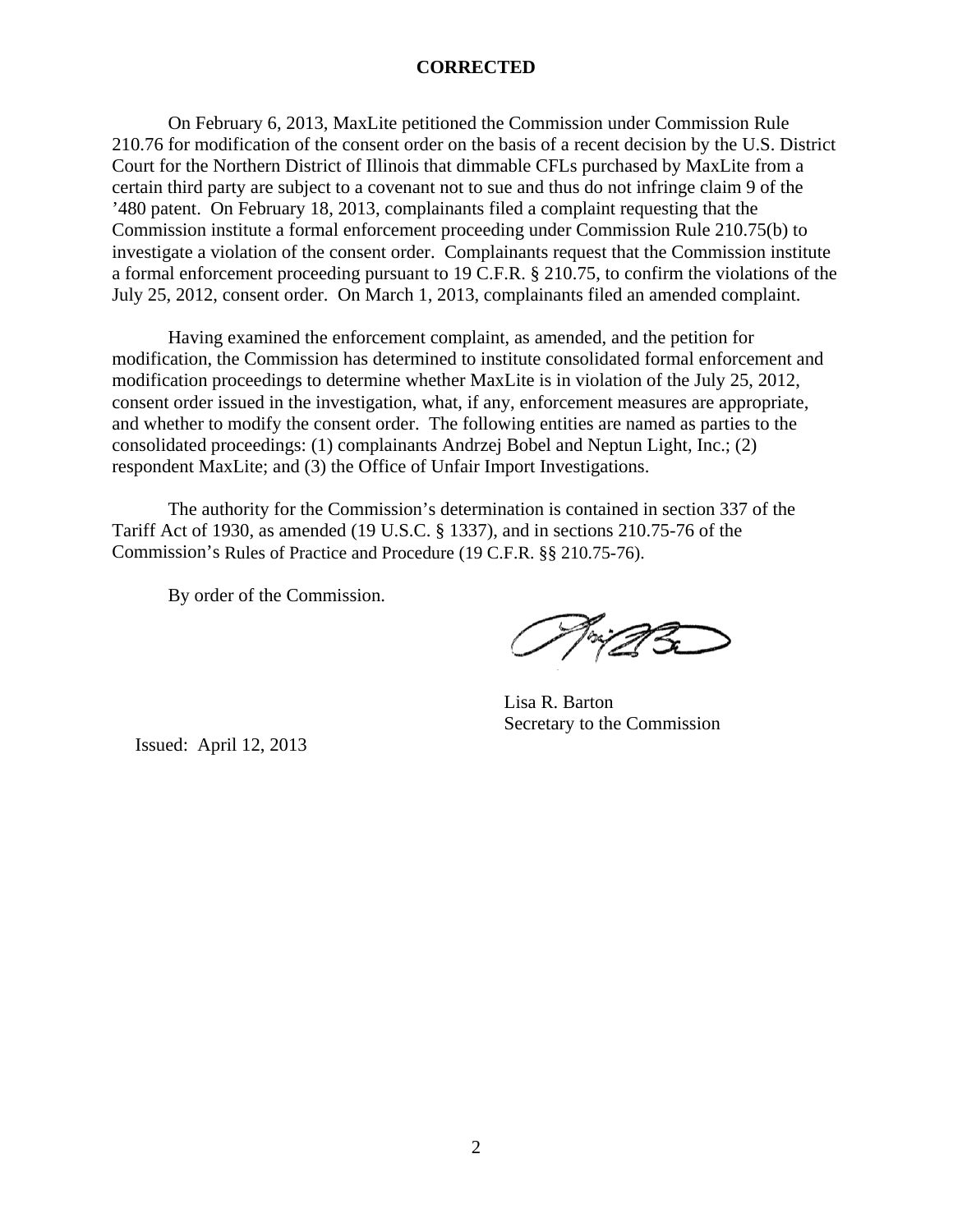**CORRECTED**

On February 6, 2013, MaxLite petitioned the Commission under Commission Rule 210.76 for modification of the consent order on the basis of a recent decision by the U.S. District Court for the Northern District of Illinois that dimmable CFLs purchased by MaxLite from a certain third party are subject to a covenant not to sue and thus do not infringe claim 9 of the ’480 patent. On February 18, 2013, complainants filed a complaint requesting that the Commission institute a formal enforcement proceeding under Commission Rule 210.75(b) to investigate a violation of the consent order. Complainants request that the Commission institute a formal enforcement proceeding pursuant to 19 C.F.R. § 210.75, to confirm the violations of the July 25, 2012, consent order. On March 1, 2013, complainants filed an amended complaint.

Having examined the enforcement complaint, as amended, and the petition for modification, the Commission has determined to institute consolidated formal enforcement and modification proceedings to determine whether MaxLite is in violation of the July 25, 2012, consent order issued in the investigation, what, if any, enforcement measures are appropriate, and whether to modify the consent order. The following entities are named as parties to the consolidated proceedings: (1) complainants Andrzej Bobel and Neptun Light, Inc.; (2) respondent MaxLite; and (3) the Office of Unfair Import Investigations.

The authority for the Commission’s determination is contained in section 337 of the Tariff Act of 1930, as amended (19 U.S.C. § 1337), and in sections 210.75-76 of the Commission’s Rules of Practice and Procedure (19 C.F.R. §§ 210.75-76).

By order of the Commission.

Lisa R. Barton
Secretary to the Commission

Issued: April 12, 2013